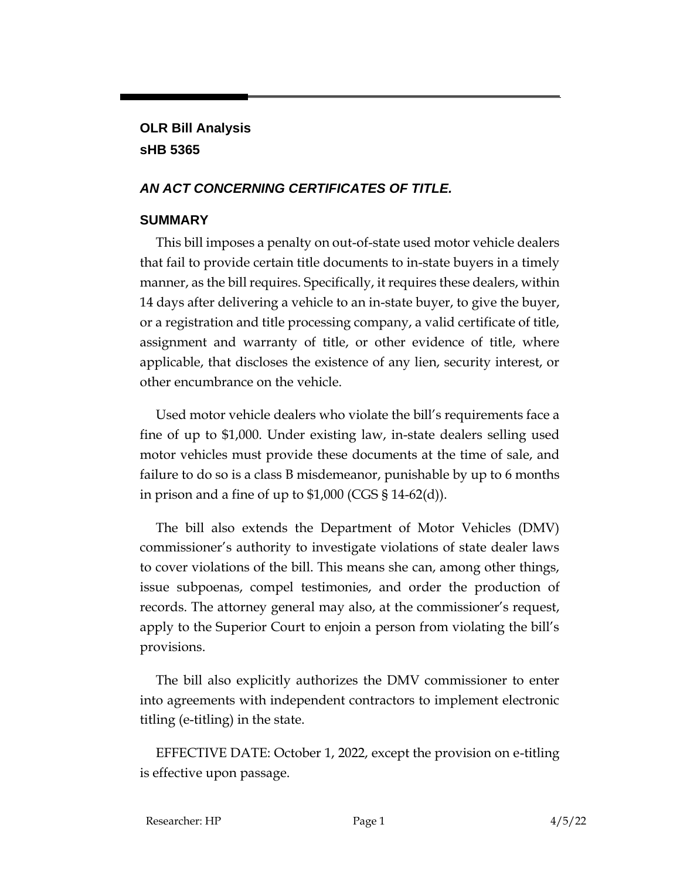**OLR Bill Analysis**
**sHB 5365**

## *AN ACT CONCERNING CERTIFICATES OF TITLE.*

### SUMMARY

This bill imposes a penalty on out-of-state used motor vehicle dealers that fail to provide certain title documents to in-state buyers in a timely manner, as the bill requires. Specifically, it requires these dealers, within 14 days after delivering a vehicle to an in-state buyer, to give the buyer, or a registration and title processing company, a valid certificate of title, assignment and warranty of title, or other evidence of title, where applicable, that discloses the existence of any lien, security interest, or other encumbrance on the vehicle.

Used motor vehicle dealers who violate the bill's requirements face a fine of up to $1,000. Under existing law, in-state dealers selling used motor vehicles must provide these documents at the time of sale, and failure to do so is a class B misdemeanor, punishable by up to 6 months in prison and a fine of up to $1,000 (CGS § 14-62(d)).

The bill also extends the Department of Motor Vehicles (DMV) commissioner's authority to investigate violations of state dealer laws to cover violations of the bill. This means she can, among other things, issue subpoenas, compel testimonies, and order the production of records. The attorney general may also, at the commissioner's request, apply to the Superior Court to enjoin a person from violating the bill's provisions.

The bill also explicitly authorizes the DMV commissioner to enter into agreements with independent contractors to implement electronic titling (e-titling) in the state.

EFFECTIVE DATE: October 1, 2022, except the provision on e-titling is effective upon passage.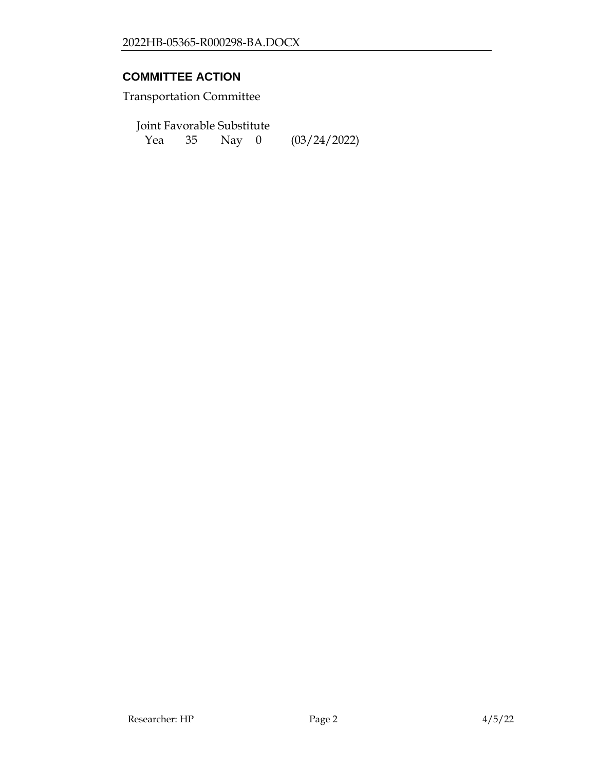## COMMITTEE ACTION

Transportation Committee

| | | | | |
|---|---|---|---|---|
| Joint Favorable Substitute | | | | |
| Yea | 35 | Nay | 0 | (03/24/2022) |